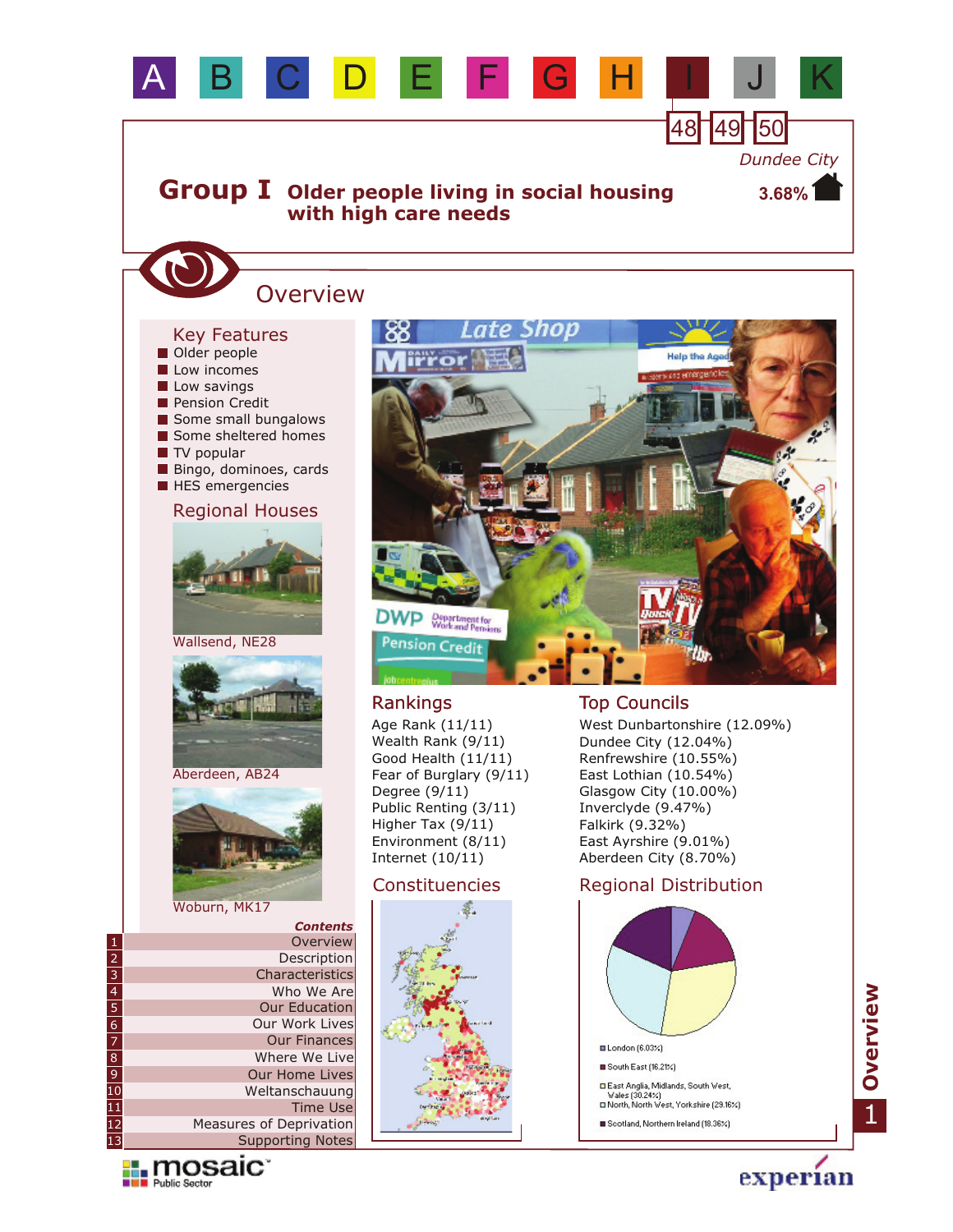A B C D E F G H I J K

48 49 50

*Dundee City*

**3.68%**

# Group I Older people living in social housing with high care needs

## Overview

### Key Features

- Older people
- Low incomes
- Low savings
- Pension Credit
- Some small bungalows
- Some sheltered homes
- TV popular
- Bingo, dominoes, cards
- HES emergencies

### Regional Houses

Wallsend, NE28

Aberdeen, AB24

Woburn, MK17

### Rankings

Age Rank (11/11)
Wealth Rank (9/11)
Good Health (11/11)
Fear of Burglary (9/11)
Degree (9/11)
Public Renting (3/11)
Higher Tax (9/11)
Environment (8/11)
Internet (10/11)

### Top Councils

West Dunbartonshire (12.09%)
Dundee City (12.04%)
Renfrewshire (10.55%)
East Lothian (10.54%)
Glasgow City (10.00%)
Inverclyde (9.47%)
Falkirk (9.32%)
East Ayrshire (9.01%)
Aberdeen City (8.70%)

### Constituencies

### Regional Distribution

- London (6.03%)
- South East (16.21%)
- East Anglia, Midlands, South West, Wales (30.24%)
- North, North West, Yorkshire (29.16%)
- Scotland, Northern Ireland (18.36%)

***Contents***

1. Overview
2. Description
3. Characteristics
4. Who We Are
5. Our Education
6. Our Work Lives
7. Our Finances
8. Where We Live
9. Our Home Lives
10. Weltanschauung
11. Time Use
12. Measures of Deprivation
13. Supporting Notes

mosaic Public Sector

experian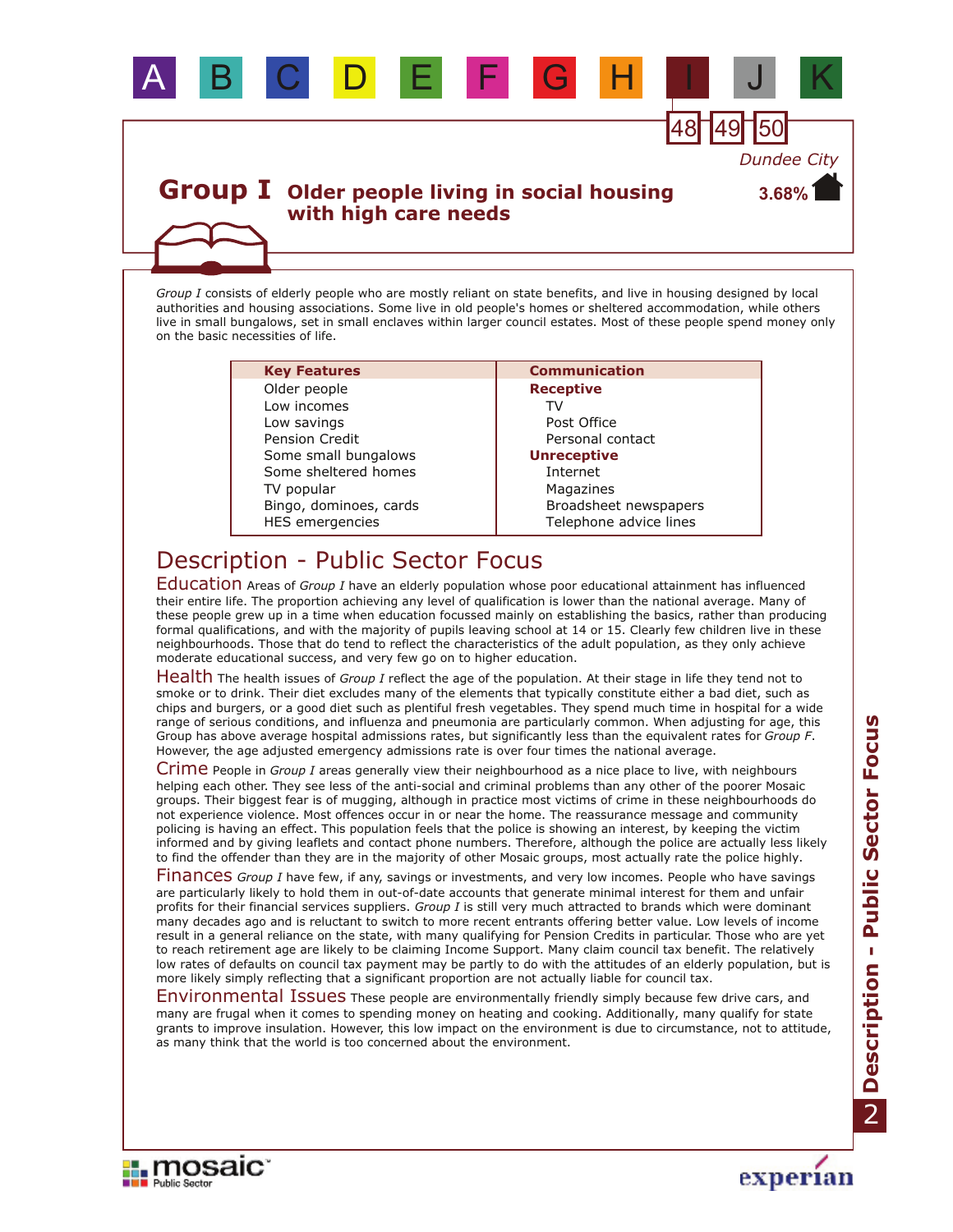A B C D E F G H I J K

48 49 50

Dundee City

# Group I Older people living in social housing with high care needs

3.68%

*Group I* consists of elderly people who are mostly reliant on state benefits, and live in housing designed by local authorities and housing associations. Some live in old people's homes or sheltered accommodation, while others live in small bungalows, set in small enclaves within larger council estates. Most of these people spend money only on the basic necessities of life.

| Key Features | Communication |
|---|---|
| Older people | **Receptive** |
| Low incomes | TV |
| Low savings | Post Office |
| Pension Credit | Personal contact |
| Some small bungalows | **Unreceptive** |
| Some sheltered homes | Internet |
| TV popular | Magazines |
| Bingo, dominoes, cards | Broadsheet newspapers |
| HES emergencies | Telephone advice lines |

## Description - Public Sector Focus

### Education

Areas of *Group I* have an elderly population whose poor educational attainment has influenced their entire life. The proportion achieving any level of qualification is lower than the national average. Many of these people grew up in a time when education focussed mainly on establishing the basics, rather than producing formal qualifications, and with the majority of pupils leaving school at 14 or 15. Clearly few children live in these neighbourhoods. Those that do tend to reflect the characteristics of the adult population, as they only achieve moderate educational success, and very few go on to higher education.

### Health

The health issues of *Group I* reflect the age of the population. At their stage in life they tend not to smoke or to drink. Their diet excludes many of the elements that typically constitute either a bad diet, such as chips and burgers, or a good diet such as plentiful fresh vegetables. They spend much time in hospital for a wide range of serious conditions, and influenza and pneumonia are particularly common. When adjusting for age, this Group has above average hospital admissions rates, but significantly less than the equivalent rates for *Group F*. However, the age adjusted emergency admissions rate is over four times the national average.

### Crime

People in *Group I* areas generally view their neighbourhood as a nice place to live, with neighbours helping each other. They see less of the anti-social and criminal problems than any other of the poorer Mosaic groups. Their biggest fear is of mugging, although in practice most victims of crime in these neighbourhoods do not experience violence. Most offences occur in or near the home. The reassurance message and community policing is having an effect. This population feels that the police is showing an interest, by keeping the victim informed and by giving leaflets and contact phone numbers. Therefore, although the police are actually less likely to find the offender than they are in the majority of other Mosaic groups, most actually rate the police highly.

### Finances

*Group I* have few, if any, savings or investments, and very low incomes. People who have savings are particularly likely to hold them in out-of-date accounts that generate minimal interest for them and unfair profits for their financial services suppliers. *Group I* is still very much attracted to brands which were dominant many decades ago and is reluctant to switch to more recent entrants offering better value. Low levels of income result in a general reliance on the state, with many qualifying for Pension Credits in particular. Those who are yet to reach retirement age are likely to be claiming Income Support. Many claim council tax benefit. The relatively low rates of defaults on council tax payment may be partly to do with the attitudes of an elderly population, but is more likely simply reflecting that a significant proportion are not actually liable for council tax.

### Environmental Issues

These people are environmentally friendly simply because few drive cars, and many are frugal when it comes to spending money on heating and cooking. Additionally, many qualify for state grants to improve insulation. However, this low impact on the environment is due to circumstance, not to attitude, as many think that the world is too concerned about the environment.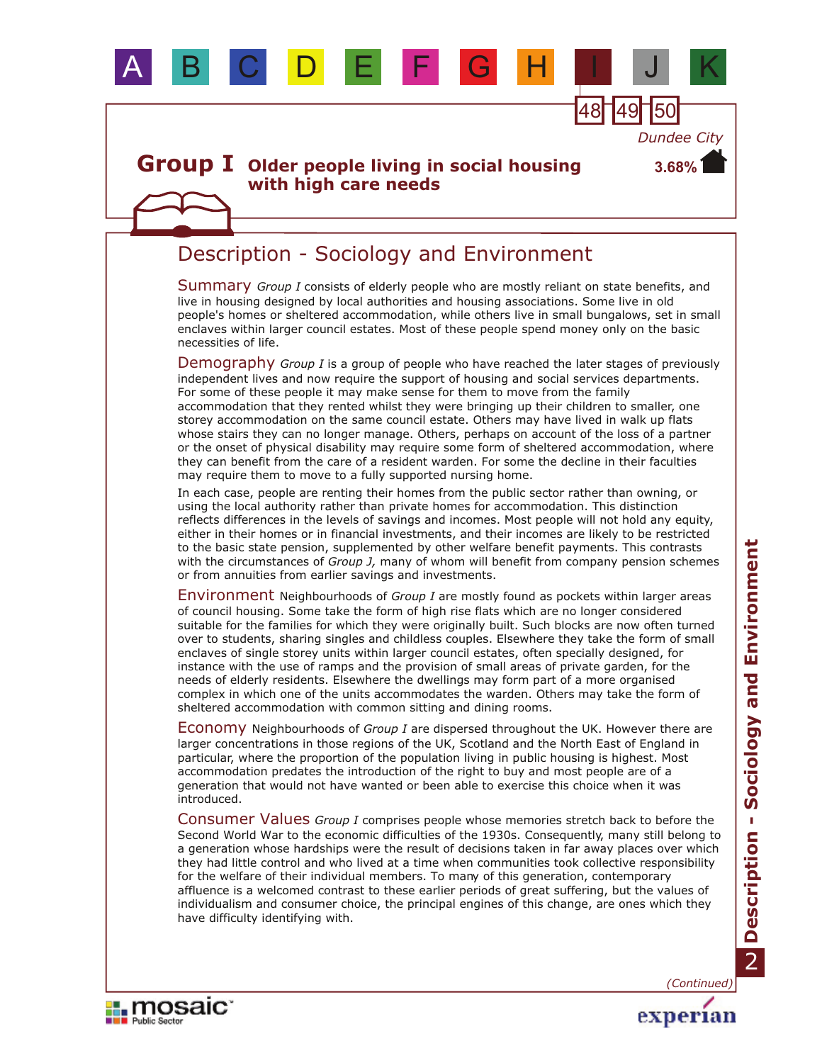# Group I Older people living in social housing with high care needs

48 49 50

*Dundee City*

3.68%

## Description - Sociology and Environment

**Summary** *Group I* consists of elderly people who are mostly reliant on state benefits, and live in housing designed by local authorities and housing associations. Some live in old people's homes or sheltered accommodation, while others live in small bungalows, set in small enclaves within larger council estates. Most of these people spend money only on the basic necessities of life.

**Demography** *Group I* is a group of people who have reached the later stages of previously independent lives and now require the support of housing and social services departments. For some of these people it may make sense for them to move from the family accommodation that they rented whilst they were bringing up their children to smaller, one storey accommodation on the same council estate. Others may have lived in walk up flats whose stairs they can no longer manage. Others, perhaps on account of the loss of a partner or the onset of physical disability may require some form of sheltered accommodation, where they can benefit from the care of a resident warden. For some the decline in their faculties may require them to move to a fully supported nursing home.

In each case, people are renting their homes from the public sector rather than owning, or using the local authority rather than private homes for accommodation. This distinction reflects differences in the levels of savings and incomes. Most people will not hold any equity, either in their homes or in financial investments, and their incomes are likely to be restricted to the basic state pension, supplemented by other welfare benefit payments. This contrasts with the circumstances of *Group J*, many of whom will benefit from company pension schemes or from annuities from earlier savings and investments.

**Environment** Neighbourhoods of *Group I* are mostly found as pockets within larger areas of council housing. Some take the form of high rise flats which are no longer considered suitable for the families for which they were originally built. Such blocks are now often turned over to students, sharing singles and childless couples. Elsewhere they take the form of small enclaves of single storey units within larger council estates, often specially designed, for instance with the use of ramps and the provision of small areas of private garden, for the needs of elderly residents. Elsewhere the dwellings may form part of a more organised complex in which one of the units accommodates the warden. Others may take the form of sheltered accommodation with common sitting and dining rooms.

**Economy** Neighbourhoods of *Group I* are dispersed throughout the UK. However there are larger concentrations in those regions of the UK, Scotland and the North East of England in particular, where the proportion of the population living in public housing is highest. Most accommodation predates the introduction of the right to buy and most people are of a generation that would not have wanted or been able to exercise this choice when it was introduced.

**Consumer Values** *Group I* comprises people whose memories stretch back to before the Second World War to the economic difficulties of the 1930s. Consequently, many still belong to a generation whose hardships were the result of decisions taken in far away places over which they had little control and who lived at a time when communities took collective responsibility for the welfare of their individual members. To many of this generation, contemporary affluence is a welcomed contrast to these earlier periods of great suffering, but the values of individualism and consumer choice, the principal engines of this change, are ones which they have difficulty identifying with.

*(Continued)*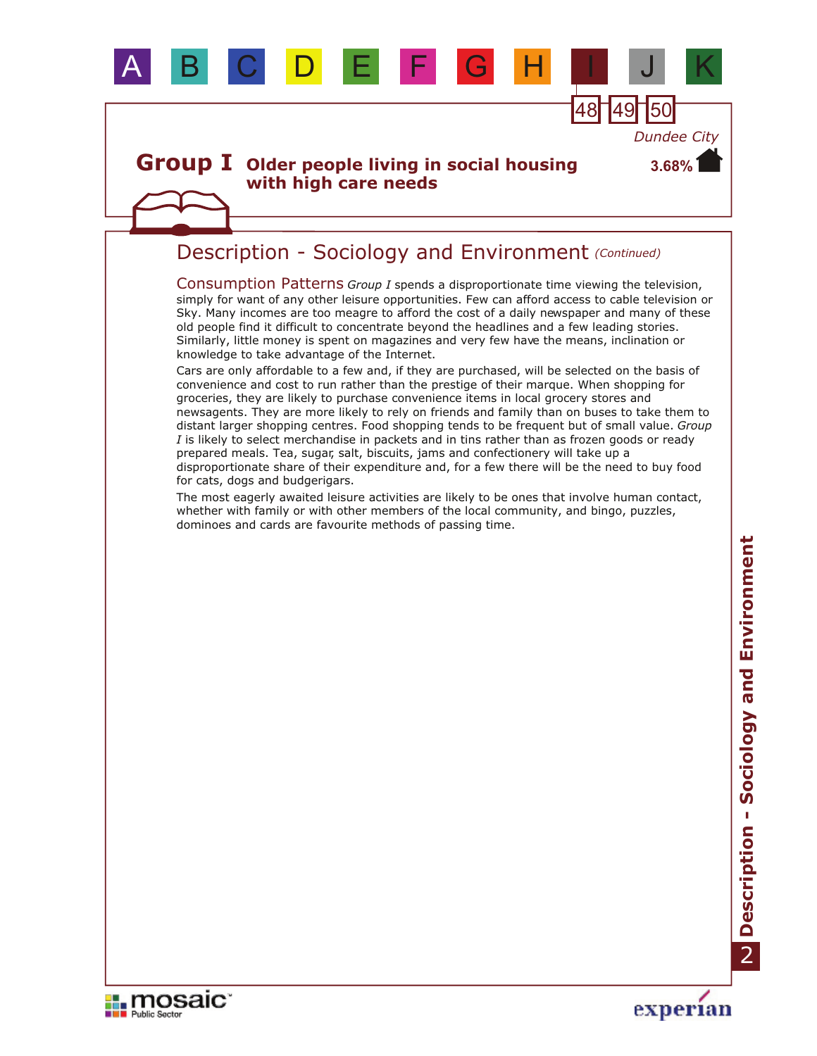# Group I Older people living in social housing with high care needs

48 49 50

*Dundee City*

**3.68%**

## Description - Sociology and Environment *(Continued)*

**Consumption Patterns** *Group I* spends a disproportionate time viewing the television, simply for want of any other leisure opportunities. Few can afford access to cable television or Sky. Many incomes are too meagre to afford the cost of a daily newspaper and many of these old people find it difficult to concentrate beyond the headlines and a few leading stories. Similarly, little money is spent on magazines and very few have the means, inclination or knowledge to take advantage of the Internet.

Cars are only affordable to a few and, if they are purchased, will be selected on the basis of convenience and cost to run rather than the prestige of their marque. When shopping for groceries, they are likely to purchase convenience items in local grocery stores and newsagents. They are more likely to rely on friends and family than on buses to take them to distant larger shopping centres. Food shopping tends to be frequent but of small value. *Group I* is likely to select merchandise in packets and in tins rather than as frozen goods or ready prepared meals. Tea, sugar, salt, biscuits, jams and confectionery will take up a disproportionate share of their expenditure and, for a few there will be the need to buy food for cats, dogs and budgerigars.

The most eagerly awaited leisure activities are likely to be ones that involve human contact, whether with family or with other members of the local community, and bingo, puzzles, dominoes and cards are favourite methods of passing time.